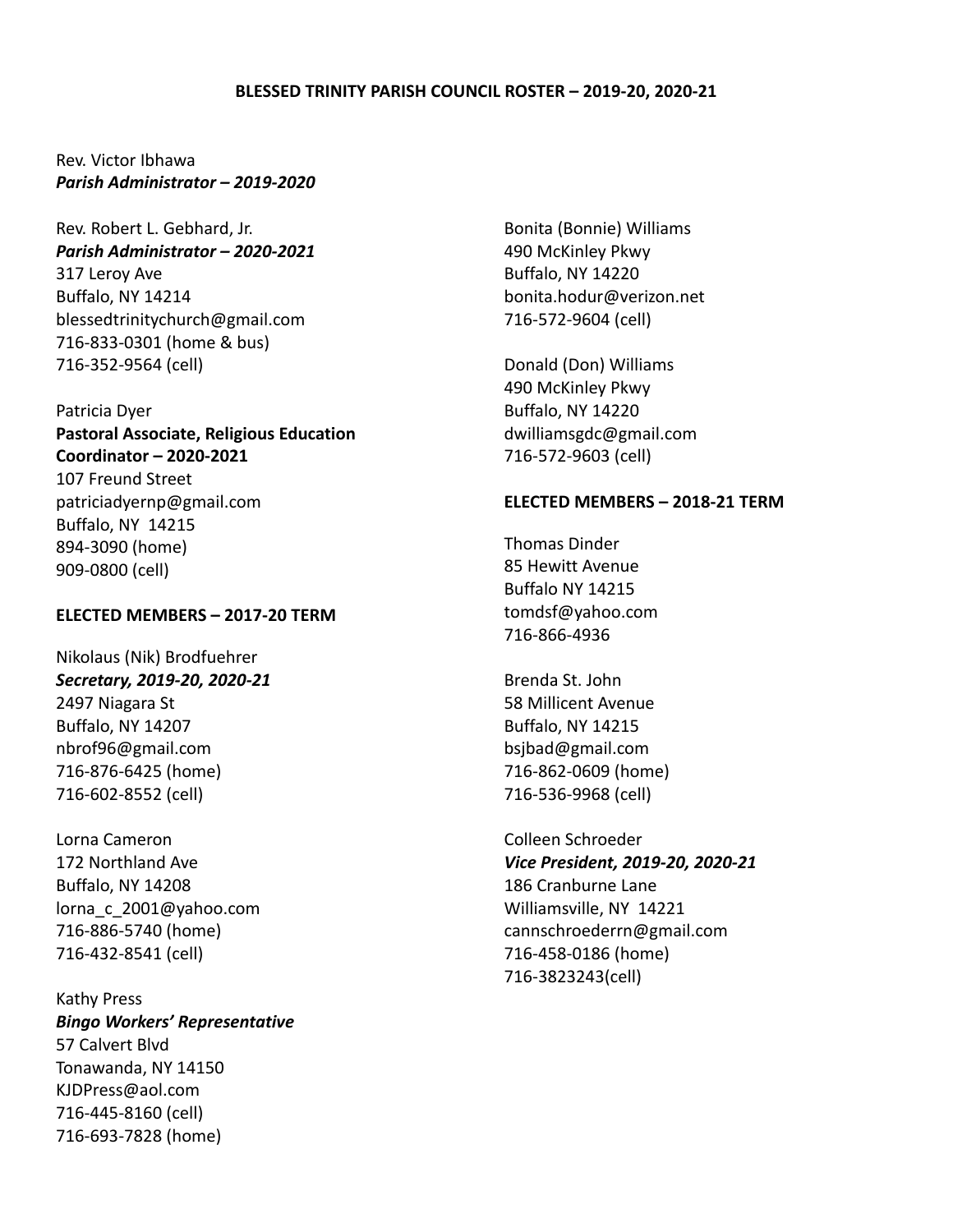# BLESSED TRINITY PARISH COUNCIL ROSTER – 2019-20, 2020-21

Rev. Victor Ibhawa
***Parish Administrator – 2019-2020***

Rev. Robert L. Gebhard, Jr.
***Parish Administrator – 2020-2021***
317 Leroy Ave
Buffalo, NY 14214
blessedtrinitychurch@gmail.com
716-833-0301 (home & bus)
716-352-9564 (cell)

Patricia Dyer
**Pastoral Associate, Religious Education Coordinator – 2020-2021**
107 Freund Street
patriciadyernp@gmail.com
Buffalo, NY 14215
894-3090 (home)
909-0800 (cell)

## ELECTED MEMBERS – 2017-20 TERM

Nikolaus (Nik) Brodfuehrer
***Secretary, 2019-20, 2020-21***
2497 Niagara St
Buffalo, NY 14207
nbrof96@gmail.com
716-876-6425 (home)
716-602-8552 (cell)

Lorna Cameron
172 Northland Ave
Buffalo, NY 14208
lorna_c_2001@yahoo.com
716-886-5740 (home)
716-432-8541 (cell)

Kathy Press
***Bingo Workers' Representative***
57 Calvert Blvd
Tonawanda, NY 14150
KJDPress@aol.com
716-445-8160 (cell)
716-693-7828 (home)

Bonita (Bonnie) Williams
490 McKinley Pkwy
Buffalo, NY 14220
bonita.hodur@verizon.net
716-572-9604 (cell)

Donald (Don) Williams
490 McKinley Pkwy
Buffalo, NY 14220
dwilliamsgdc@gmail.com
716-572-9603 (cell)

## ELECTED MEMBERS – 2018-21 TERM

Thomas Dinder
85 Hewitt Avenue
Buffalo NY 14215
tomdsf@yahoo.com
716-866-4936

Brenda St. John
58 Millicent Avenue
Buffalo, NY 14215
bsjbad@gmail.com
716-862-0609 (home)
716-536-9968 (cell)

Colleen Schroeder
***Vice President, 2019-20, 2020-21***
186 Cranburne Lane
Williamsville, NY 14221
cannschroederrn@gmail.com
716-458-0186 (home)
716-3823243(cell)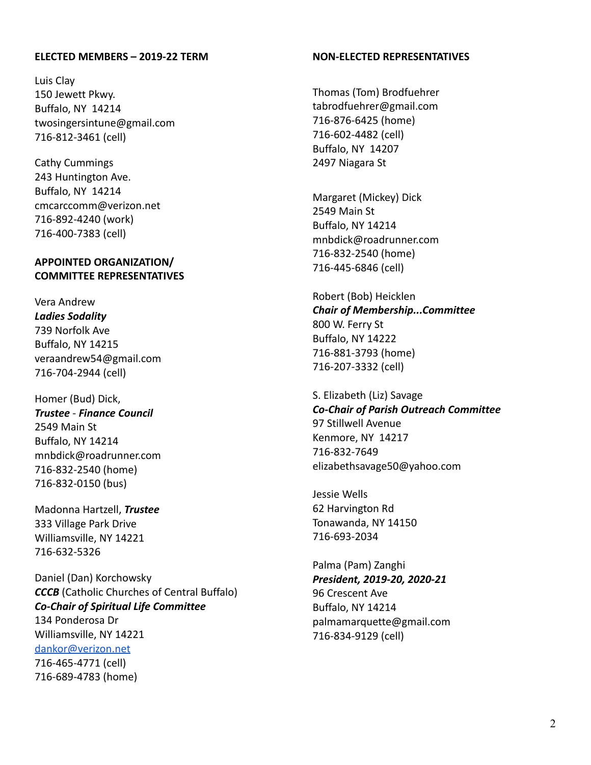**ELECTED MEMBERS – 2019-22 TERM**

Luis Clay
150 Jewett Pkwy.
Buffalo, NY 14214
twosingersintune@gmail.com
716-812-3461 (cell)

Cathy Cummings
243 Huntington Ave.
Buffalo, NY 14214
cmcarccomm@verizon.net
716-892-4240 (work)
716-400-7383 (cell)

**APPOINTED ORGANIZATION/ COMMITTEE REPRESENTATIVES**

Vera Andrew
***Ladies Sodality***
739 Norfolk Ave
Buffalo, NY 14215
veraandrew54@gmail.com
716-704-2944 (cell)

Homer (Bud) Dick,
***Trustee*** - ***Finance Council***
2549 Main St
Buffalo, NY 14214
mnbdick@roadrunner.com
716-832-2540 (home)
716-832-0150 (bus)

Madonna Hartzell, ***Trustee***
333 Village Park Drive
Williamsville, NY 14221
716-632-5326

Daniel (Dan) Korchowsky
***CCCB*** (Catholic Churches of Central Buffalo)
***Co-Chair of Spiritual Life Committee***
134 Ponderosa Dr
Williamsville, NY 14221
dankor@verizon.net
716-465-4771 (cell)
716-689-4783 (home)

**NON-ELECTED REPRESENTATIVES**

Thomas (Tom) Brodfuehrer
tabrodfuehrer@gmail.com
716-876-6425 (home)
716-602-4482 (cell)
Buffalo, NY 14207
2497 Niagara St

Margaret (Mickey) Dick
2549 Main St
Buffalo, NY 14214
mnbdick@roadrunner.com
716-832-2540 (home)
716-445-6846 (cell)

Robert (Bob) Heicklen
***Chair of Membership...Committee***
800 W. Ferry St
Buffalo, NY 14222
716-881-3793 (home)
716-207-3332 (cell)

S. Elizabeth (Liz) Savage
***Co-Chair of Parish Outreach Committee***
97 Stillwell Avenue
Kenmore, NY 14217
716-832-7649
elizabethsavage50@yahoo.com

Jessie Wells
62 Harvington Rd
Tonawanda, NY 14150
716-693-2034

Palma (Pam) Zanghi
***President, 2019-20, 2020-21***
96 Crescent Ave
Buffalo, NY 14214
palmamarquette@gmail.com
716-834-9129 (cell)